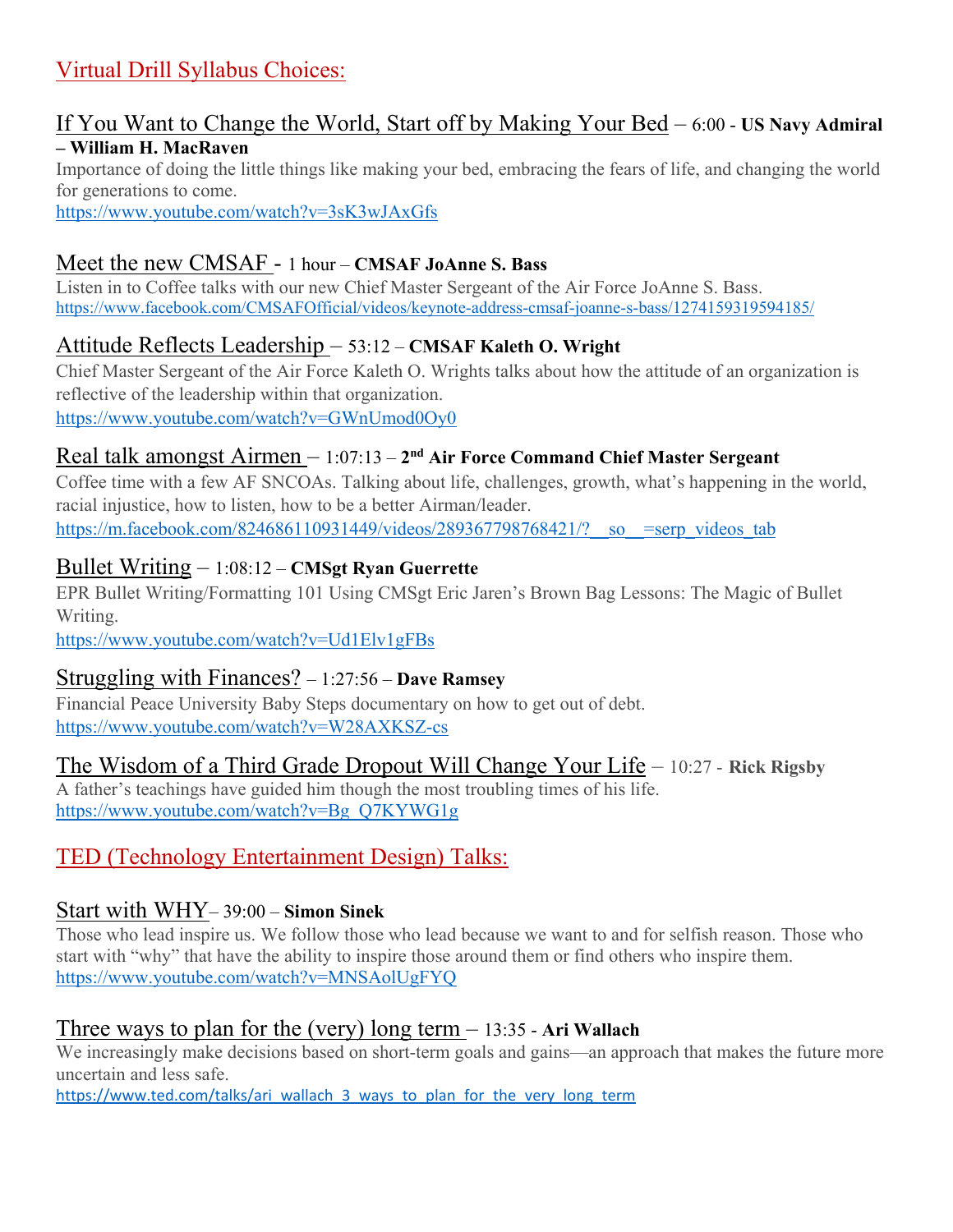## Virtual Drill Syllabus Choices:

### If You Want to Change the World, Start off by Making Your Bed – 6:00 - **US Navy Admiral – William H. MacRaven**

Importance of doing the little things like making your bed, embracing the fears of life, and changing the world for generations to come.
https://www.youtube.com/watch?v=3sK3wJAxGfs

### Meet the new CMSAF - 1 hour – **CMSAF JoAnne S. Bass**

Listen in to Coffee talks with our new Chief Master Sergeant of the Air Force JoAnne S. Bass.
https://www.facebook.com/CMSAFOfficial/videos/keynote-address-cmsaf-joanne-s-bass/1274159319594185/

### Attitude Reflects Leadership – 53:12 – **CMSAF Kaleth O. Wright**

Chief Master Sergeant of the Air Force Kaleth O. Wrights talks about how the attitude of an organization is reflective of the leadership within that organization.
https://www.youtube.com/watch?v=GWnUmod0Oy0

### Real talk amongst Airmen – 1:07:13 – **2nd Air Force Command Chief Master Sergeant**

Coffee time with a few AF SNCOAs. Talking about life, challenges, growth, what's happening in the world, racial injustice, how to listen, how to be a better Airman/leader.
https://m.facebook.com/824686110931449/videos/289367798768421/?__so__=serp_videos_tab

### Bullet Writing – 1:08:12 – **CMSgt Ryan Guerrette**

EPR Bullet Writing/Formatting 101 Using CMSgt Eric Jaren's Brown Bag Lessons: The Magic of Bullet Writing.
https://www.youtube.com/watch?v=Ud1Elv1gFBs

### Struggling with Finances? – 1:27:56 – **Dave Ramsey**

Financial Peace University Baby Steps documentary on how to get out of debt.
https://www.youtube.com/watch?v=W28AXKSZ-cs

### The Wisdom of a Third Grade Dropout Will Change Your Life – 10:27 - **Rick Rigsby**

A father's teachings have guided him though the most troubling times of his life.
https://www.youtube.com/watch?v=Bg_Q7KYWG1g

## TED (Technology Entertainment Design) Talks:

### Start with WHY– 39:00 – **Simon Sinek**

Those who lead inspire us. We follow those who lead because we want to and for selfish reason. Those who start with "why" that have the ability to inspire those around them or find others who inspire them.
https://www.youtube.com/watch?v=MNSAolUgFYQ

### Three ways to plan for the (very) long term – 13:35 - **Ari Wallach**

We increasingly make decisions based on short-term goals and gains—an approach that makes the future more uncertain and less safe.
https://www.ted.com/talks/ari_wallach_3_ways_to_plan_for_the_very_long_term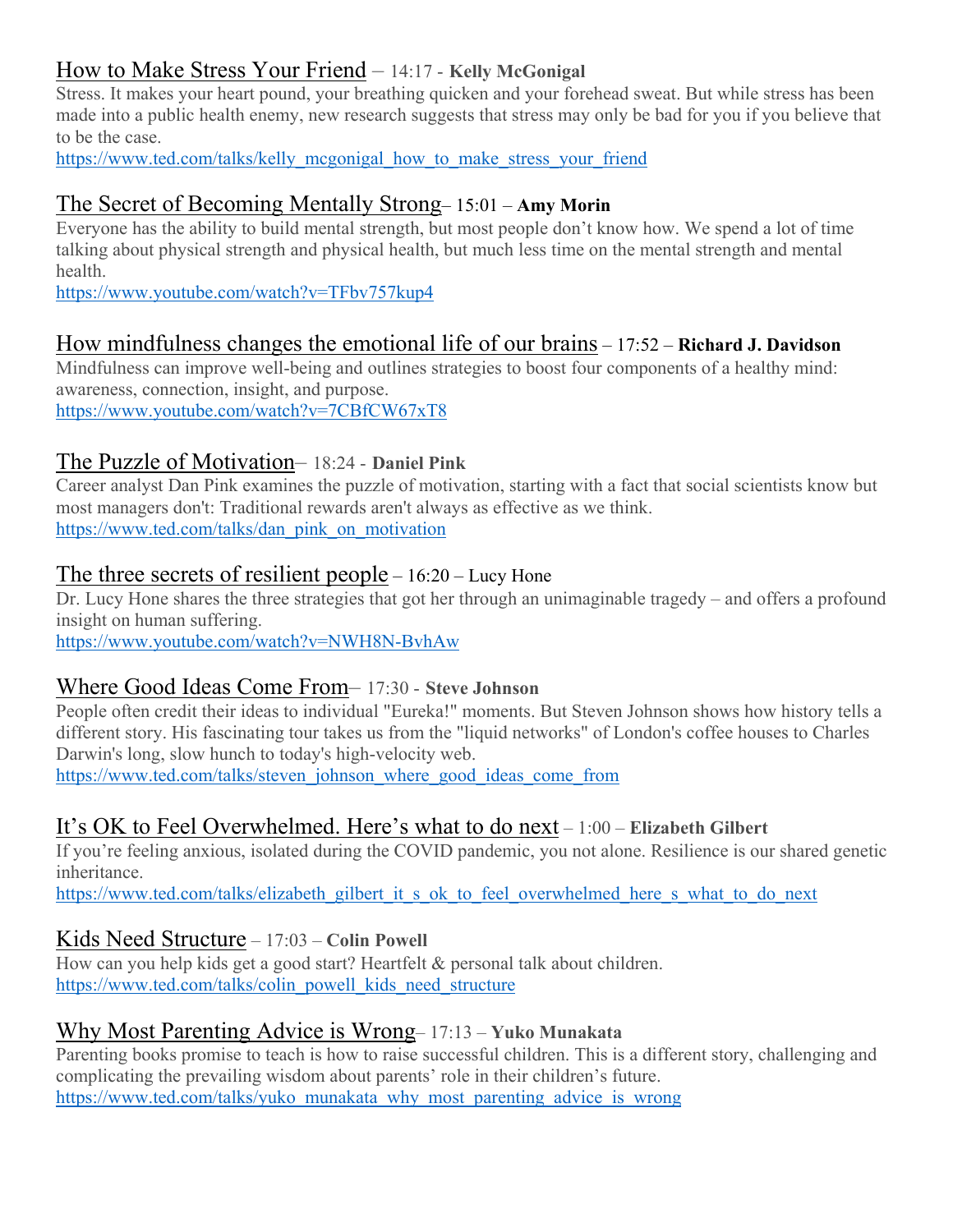[How to Make Stress Your Friend](https://www.ted.com/talks/kelly_mcgonigal_how_to_make_stress_your_friend) – 14:17 - **Kelly McGonigal**

Stress. It makes your heart pound, your breathing quicken and your forehead sweat. But while stress has been made into a public health enemy, new research suggests that stress may only be bad for you if you believe that to be the case.

https://www.ted.com/talks/kelly_mcgonigal_how_to_make_stress_your_friend

[The Secret of Becoming Mentally Strong](https://www.youtube.com/watch?v=TFbv757kup4)– 15:01 – **Amy Morin**

Everyone has the ability to build mental strength, but most people don't know how. We spend a lot of time talking about physical strength and physical health, but much less time on the mental strength and mental health.

https://www.youtube.com/watch?v=TFbv757kup4

[How mindfulness changes the emotional life of our brains](https://www.youtube.com/watch?v=7CBfCW67xT8) – 17:52 – **Richard J. Davidson**

Mindfulness can improve well-being and outlines strategies to boost four components of a healthy mind: awareness, connection, insight, and purpose.

https://www.youtube.com/watch?v=7CBfCW67xT8

[The Puzzle of Motivation](https://www.ted.com/talks/dan_pink_on_motivation)– 18:24 - **Daniel Pink**

Career analyst Dan Pink examines the puzzle of motivation, starting with a fact that social scientists know but most managers don't: Traditional rewards aren't always as effective as we think.

https://www.ted.com/talks/dan_pink_on_motivation

[The three secrets of resilient people](https://www.youtube.com/watch?v=NWH8N-BvhAw) – 16:20 – Lucy Hone

Dr. Lucy Hone shares the three strategies that got her through an unimaginable tragedy – and offers a profound insight on human suffering.

https://www.youtube.com/watch?v=NWH8N-BvhAw

[Where Good Ideas Come From](https://www.ted.com/talks/steven_johnson_where_good_ideas_come_from)– 17:30 - **Steve Johnson**

People often credit their ideas to individual "Eureka!" moments. But Steven Johnson shows how history tells a different story. His fascinating tour takes us from the "liquid networks" of London's coffee houses to Charles Darwin's long, slow hunch to today's high-velocity web.

https://www.ted.com/talks/steven_johnson_where_good_ideas_come_from

[It's OK to Feel Overwhelmed. Here's what to do next](https://www.ted.com/talks/elizabeth_gilbert_it_s_ok_to_feel_overwhelmed_here_s_what_to_do_next) – 1:00 – **Elizabeth Gilbert**

If you're feeling anxious, isolated during the COVID pandemic, you not alone. Resilience is our shared genetic inheritance.

https://www.ted.com/talks/elizabeth_gilbert_it_s_ok_to_feel_overwhelmed_here_s_what_to_do_next

[Kids Need Structure](https://www.ted.com/talks/colin_powell_kids_need_structure) – 17:03 – **Colin Powell**

How can you help kids get a good start? Heartfelt & personal talk about children.

https://www.ted.com/talks/colin_powell_kids_need_structure

[Why Most Parenting Advice is Wrong](https://www.ted.com/talks/yuko_munakata_why_most_parenting_advice_is_wrong)– 17:13 – **Yuko Munakata**

Parenting books promise to teach is how to raise successful children. This is a different story, challenging and complicating the prevailing wisdom about parents' role in their children's future.

https://www.ted.com/talks/yuko_munakata_why_most_parenting_advice_is_wrong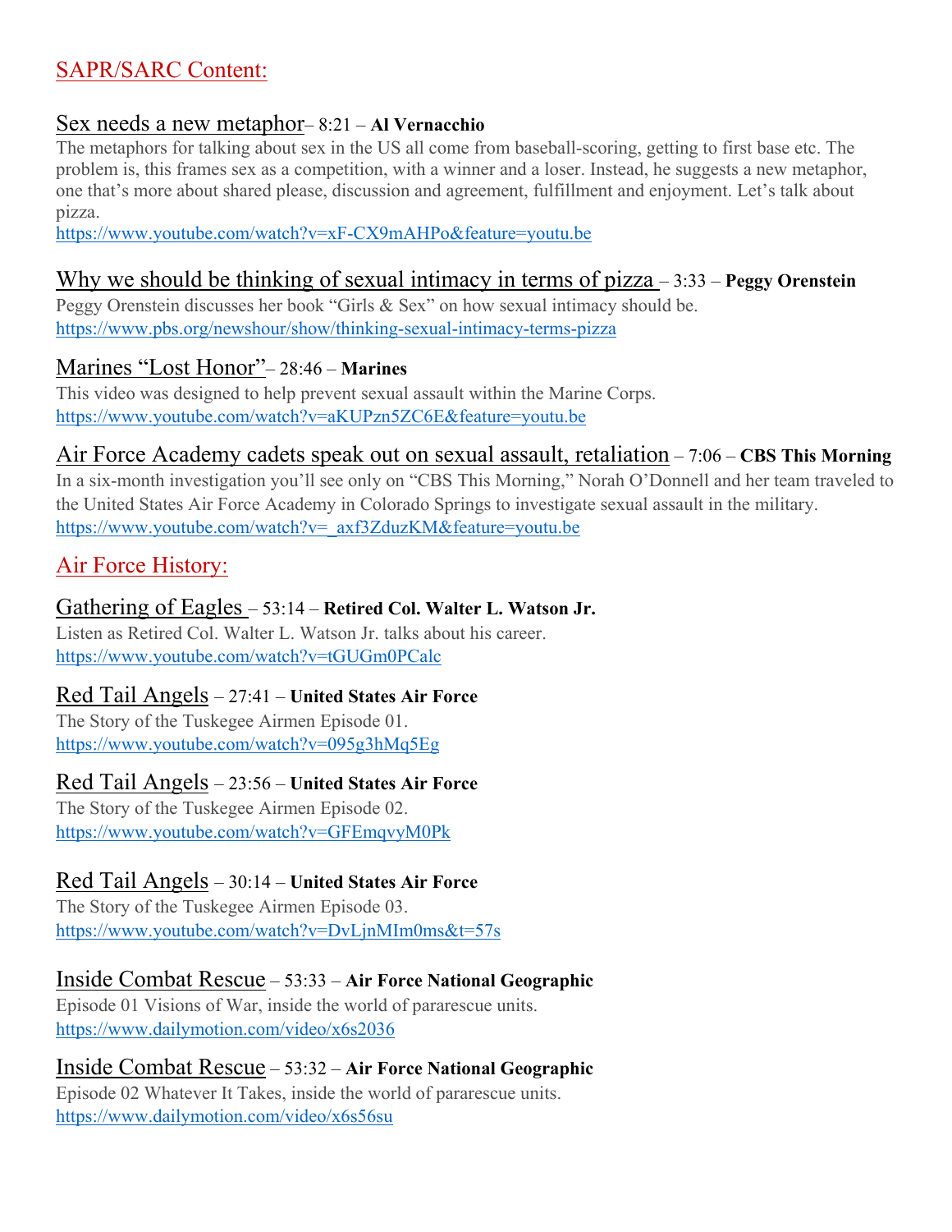## SAPR/SARC Content:

### Sex needs a new metaphor – 8:21 – **Al Vernacchio**

The metaphors for talking about sex in the US all come from baseball-scoring, getting to first base etc. The problem is, this frames sex as a competition, with a winner and a loser. Instead, he suggests a new metaphor, one that's more about shared please, discussion and agreement, fulfillment and enjoyment. Let's talk about pizza.

https://www.youtube.com/watch?v=xF-CX9mAHPo&feature=youtu.be

### Why we should be thinking of sexual intimacy in terms of pizza – 3:33 – **Peggy Orenstein**

Peggy Orenstein discusses her book "Girls & Sex" on how sexual intimacy should be.

https://www.pbs.org/newshour/show/thinking-sexual-intimacy-terms-pizza

### Marines "Lost Honor" – 28:46 – **Marines**

This video was designed to help prevent sexual assault within the Marine Corps.

https://www.youtube.com/watch?v=aKUPzn5ZC6E&feature=youtu.be

### Air Force Academy cadets speak out on sexual assault, retaliation – 7:06 – **CBS This Morning**

In a six-month investigation you'll see only on "CBS This Morning," Norah O'Donnell and her team traveled to the United States Air Force Academy in Colorado Springs to investigate sexual assault in the military.

https://www.youtube.com/watch?v=_axf3ZduzKM&feature=youtu.be

## Air Force History:

### Gathering of Eagles – 53:14 – **Retired Col. Walter L. Watson Jr.**

Listen as Retired Col. Walter L. Watson Jr. talks about his career.

https://www.youtube.com/watch?v=tGUGm0PCalc

### Red Tail Angels – 27:41 – **United States Air Force**

The Story of the Tuskegee Airmen Episode 01.

https://www.youtube.com/watch?v=095g3hMq5Eg

### Red Tail Angels – 23:56 – **United States Air Force**

The Story of the Tuskegee Airmen Episode 02.

https://www.youtube.com/watch?v=GFEmqvyM0Pk

### Red Tail Angels – 30:14 – **United States Air Force**

The Story of the Tuskegee Airmen Episode 03.

https://www.youtube.com/watch?v=DvLjnMIm0ms&t=57s

### Inside Combat Rescue – 53:33 – **Air Force National Geographic**

Episode 01 Visions of War, inside the world of pararescue units.

https://www.dailymotion.com/video/x6s2036

### Inside Combat Rescue – 53:32 – **Air Force National Geographic**

Episode 02 Whatever It Takes, inside the world of pararescue units.

https://www.dailymotion.com/video/x6s56su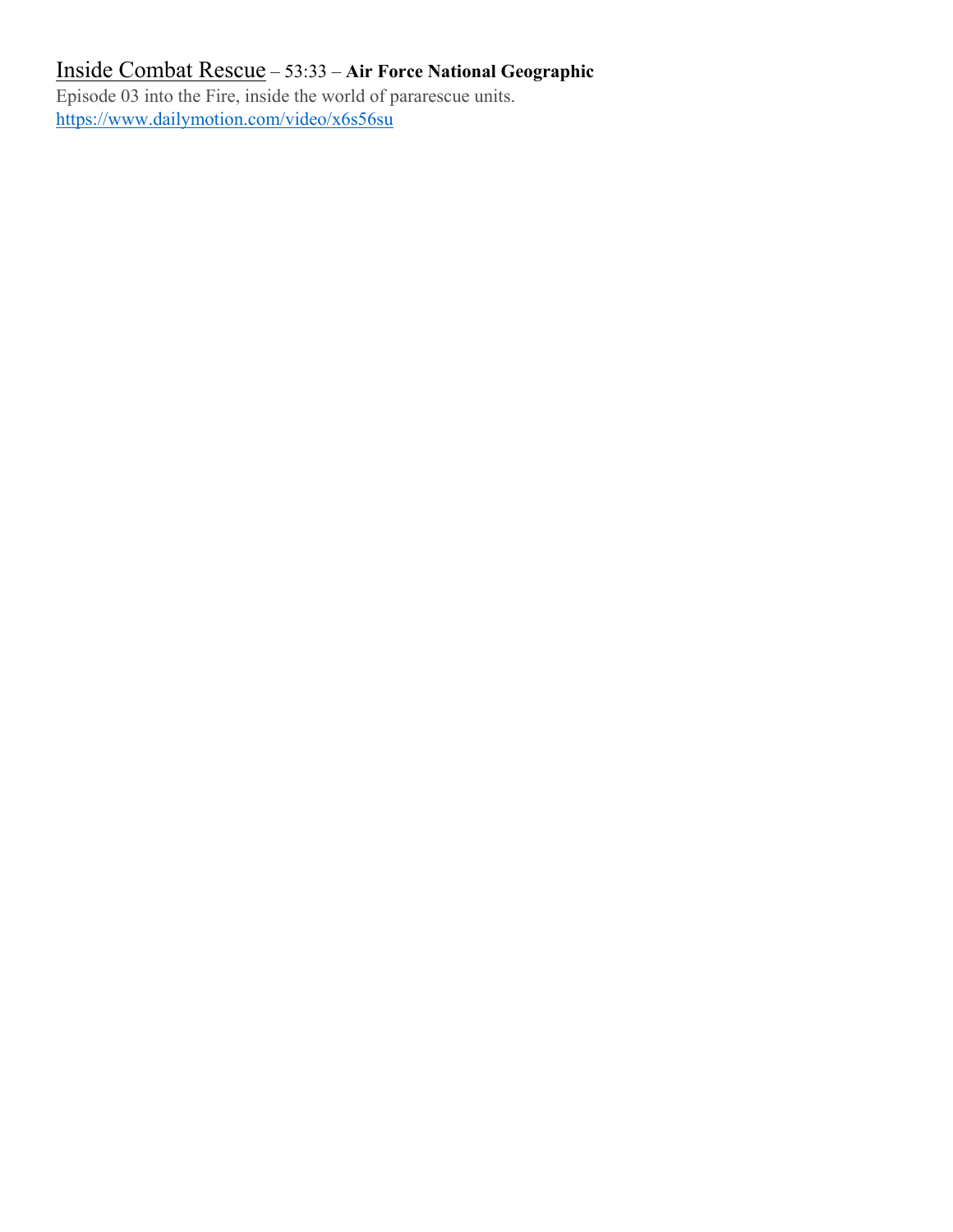Inside Combat Rescue – 53:33 – **Air Force National Geographic**

Episode 03 into the Fire, inside the world of pararescue units.

https://www.dailymotion.com/video/x6s56su